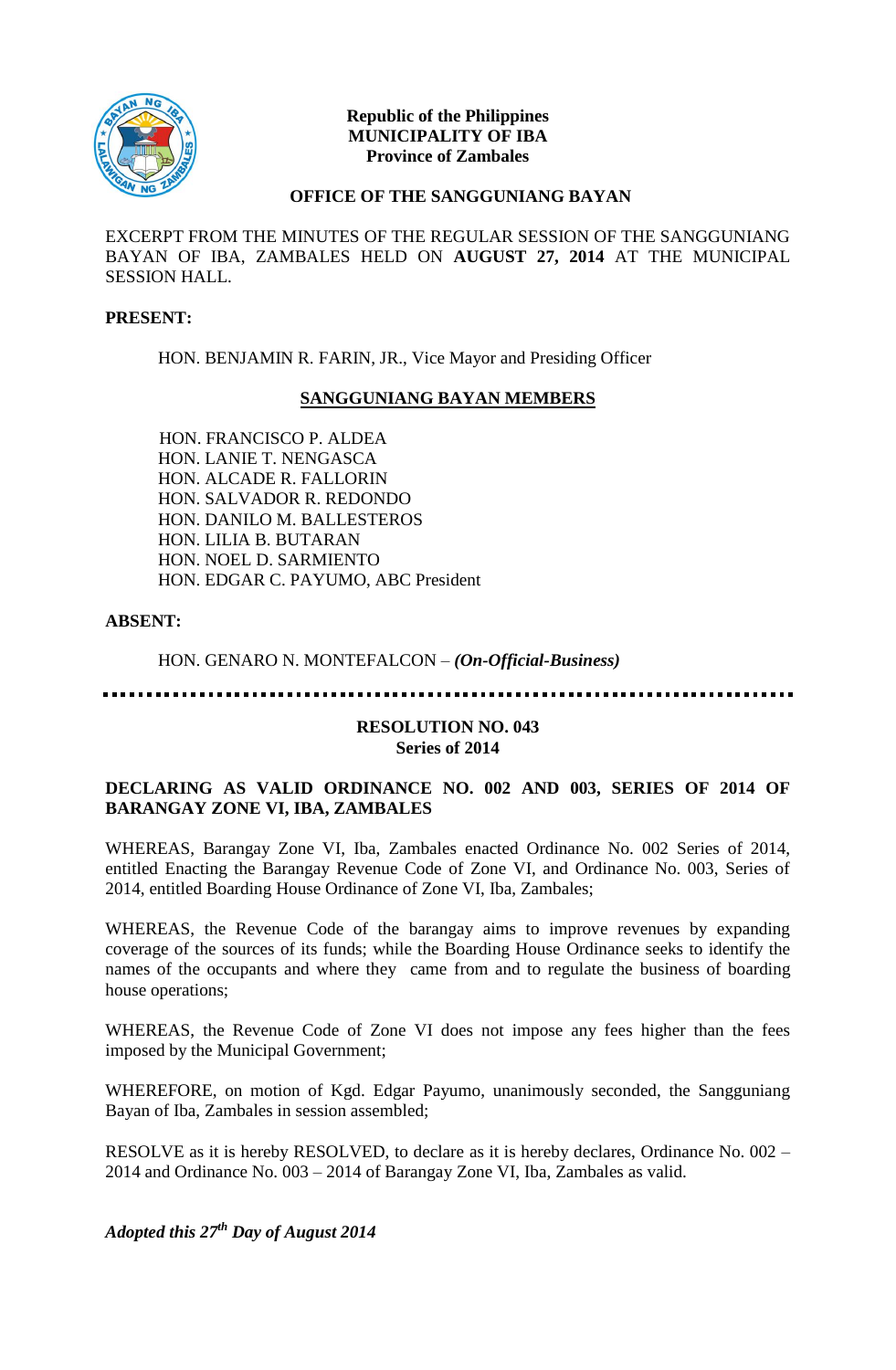**Republic of the Philippines**
**MUNICIPALITY OF IBA**
**Province of Zambales**

**OFFICE OF THE SANGGUNIANG BAYAN**

EXCERPT FROM THE MINUTES OF THE REGULAR SESSION OF THE SANGGUNIANG BAYAN OF IBA, ZAMBALES HELD ON **AUGUST 27, 2014** AT THE MUNICIPAL SESSION HALL.

**PRESENT:**

HON. BENJAMIN R. FARIN, JR., Vice Mayor and Presiding Officer

**SANGGUNIANG BAYAN MEMBERS**

HON. FRANCISCO P. ALDEA
HON. LANIE T. NENGASCA
HON. ALCADE R. FALLORIN
HON. SALVADOR R. REDONDO
HON. DANILO M. BALLESTEROS
HON. LILIA B. BUTARAN
HON. NOEL D. SARMIENTO
HON. EDGAR C. PAYUMO, ABC President

**ABSENT:**

HON. GENARO N. MONTEFALCON – ***(On-Official-Business)***

---

**RESOLUTION NO. 043**
**Series of 2014**

**DECLARING AS VALID ORDINANCE NO. 002 AND 003, SERIES OF 2014 OF BARANGAY ZONE VI, IBA, ZAMBALES**

WHEREAS, Barangay Zone VI, Iba, Zambales enacted Ordinance No. 002 Series of 2014, entitled Enacting the Barangay Revenue Code of Zone VI, and Ordinance No. 003, Series of 2014, entitled Boarding House Ordinance of Zone VI, Iba, Zambales;

WHEREAS, the Revenue Code of the barangay aims to improve revenues by expanding coverage of the sources of its funds; while the Boarding House Ordinance seeks to identify the names of the occupants and where they came from and to regulate the business of boarding house operations;

WHEREAS, the Revenue Code of Zone VI does not impose any fees higher than the fees imposed by the Municipal Government;

WHEREFORE, on motion of Kgd. Edgar Payumo, unanimously seconded, the Sangguniang Bayan of Iba, Zambales in session assembled;

RESOLVE as it is hereby RESOLVED, to declare as it is hereby declares, Ordinance No. 002 – 2014 and Ordinance No. 003 – 2014 of Barangay Zone VI, Iba, Zambales as valid.

***Adopted this 27th Day of August 2014***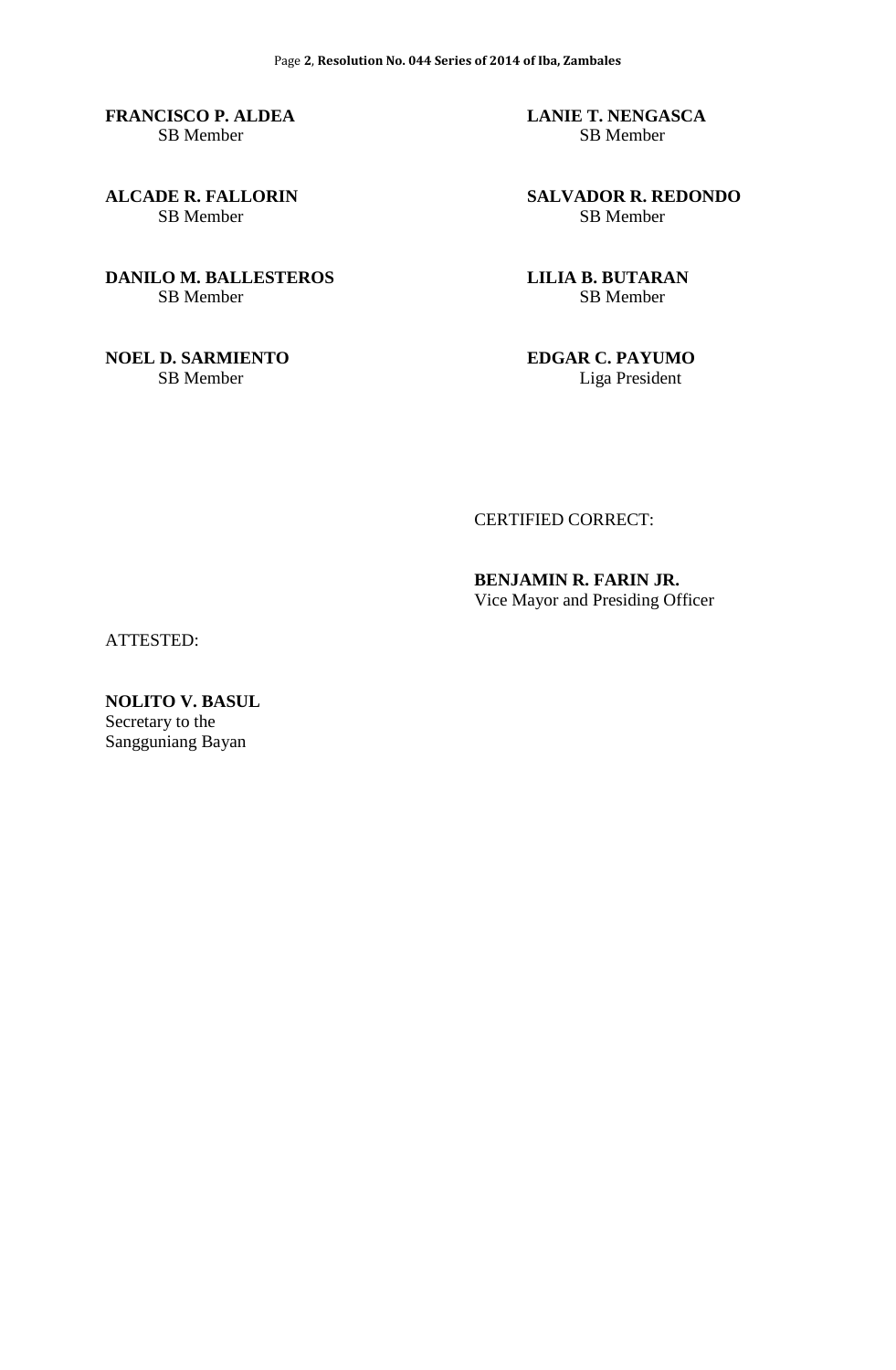**FRANCISCO P. ALDEA**
SB Member

**LANIE T. NENGASCA**
SB Member

**ALCADE R. FALLORIN**
SB Member

**SALVADOR R. REDONDO**
SB Member

**DANILO M. BALLESTEROS**
SB Member

**LILIA B. BUTARAN**
SB Member

**NOEL D. SARMIENTO**
SB Member

**EDGAR C. PAYUMO**
Liga President

CERTIFIED CORRECT:

**BENJAMIN R. FARIN JR.**
Vice Mayor and Presiding Officer

ATTESTED:

**NOLITO V. BASUL**
Secretary to the
Sangguniang Bayan